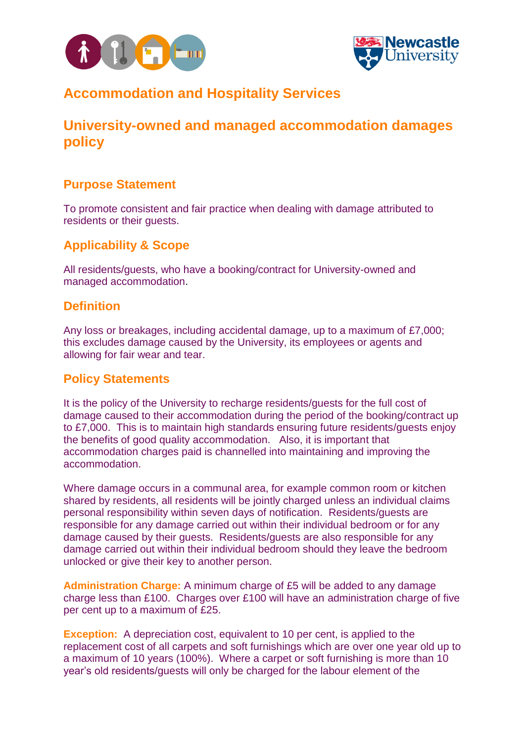# Accommodation and Hospitality Services

## University-owned and managed accommodation damages policy

### Purpose Statement

To promote consistent and fair practice when dealing with damage attributed to residents or their guests.

### Applicability & Scope

All residents/guests, who have a booking/contract for University-owned and managed accommodation.

### Definition

Any loss or breakages, including accidental damage, up to a maximum of £7,000; this excludes damage caused by the University, its employees or agents and allowing for fair wear and tear.

### Policy Statements

It is the policy of the University to recharge residents/guests for the full cost of damage caused to their accommodation during the period of the booking/contract up to £7,000. This is to maintain high standards ensuring future residents/guests enjoy the benefits of good quality accommodation. Also, it is important that accommodation charges paid is channelled into maintaining and improving the accommodation.

Where damage occurs in a communal area, for example common room or kitchen shared by residents, all residents will be jointly charged unless an individual claims personal responsibility within seven days of notification. Residents/guests are responsible for any damage carried out within their individual bedroom or for any damage caused by their guests. Residents/guests are also responsible for any damage carried out within their individual bedroom should they leave the bedroom unlocked or give their key to another person.

**Administration Charge:** A minimum charge of £5 will be added to any damage charge less than £100. Charges over £100 will have an administration charge of five per cent up to a maximum of £25.

**Exception:** A depreciation cost, equivalent to 10 per cent, is applied to the replacement cost of all carpets and soft furnishings which are over one year old up to a maximum of 10 years (100%). Where a carpet or soft furnishing is more than 10 year's old residents/guests will only be charged for the labour element of the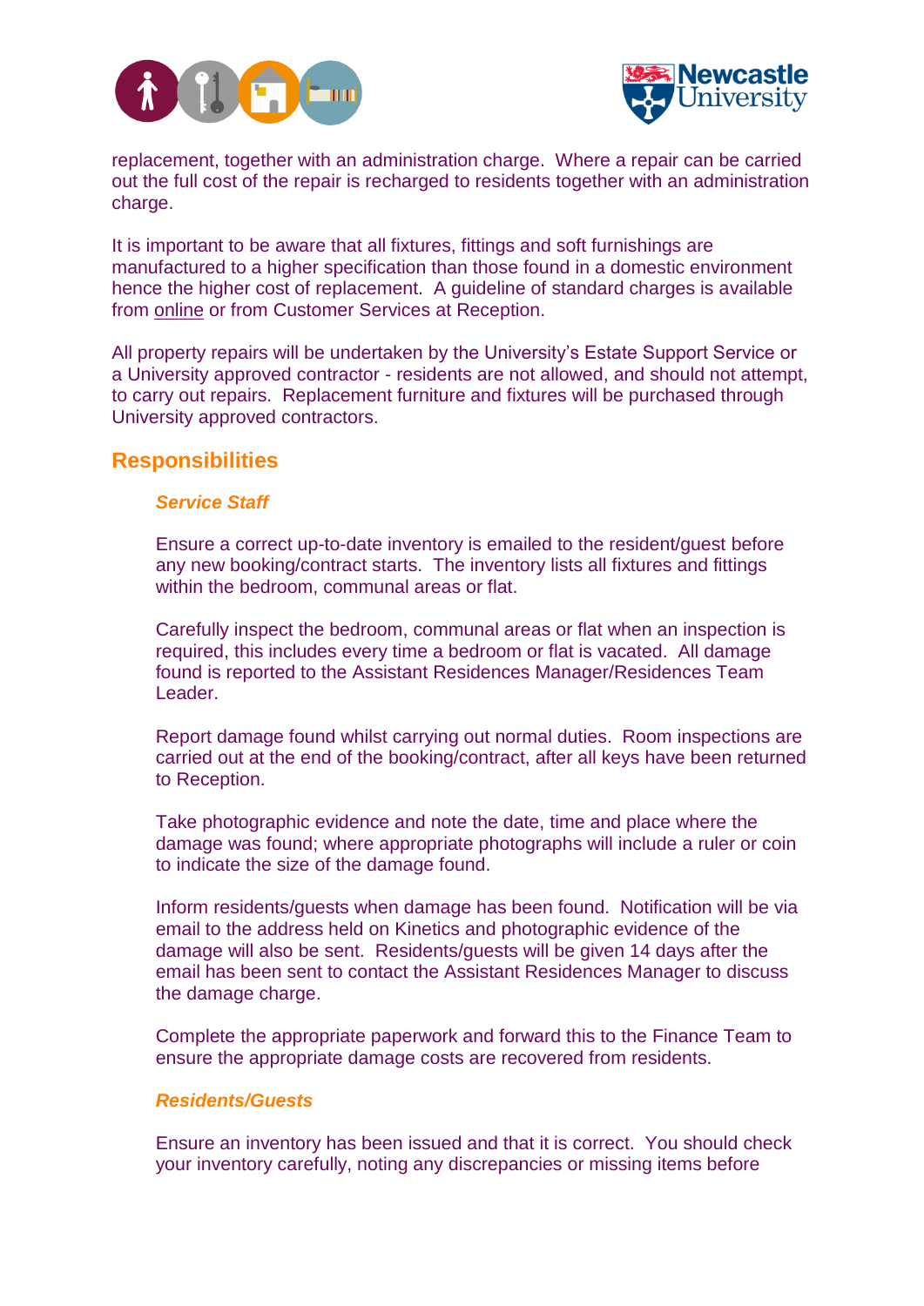replacement, together with an administration charge. Where a repair can be carried out the full cost of the repair is recharged to residents together with an administration charge.

It is important to be aware that all fixtures, fittings and soft furnishings are manufactured to a higher specification than those found in a domestic environment hence the higher cost of replacement. A guideline of standard charges is available from online or from Customer Services at Reception.

All property repairs will be undertaken by the University's Estate Support Service or a University approved contractor - residents are not allowed, and should not attempt, to carry out repairs. Replacement furniture and fixtures will be purchased through University approved contractors.

## Responsibilities

### *Service Staff*

Ensure a correct up-to-date inventory is emailed to the resident/guest before any new booking/contract starts. The inventory lists all fixtures and fittings within the bedroom, communal areas or flat.

Carefully inspect the bedroom, communal areas or flat when an inspection is required, this includes every time a bedroom or flat is vacated. All damage found is reported to the Assistant Residences Manager/Residences Team Leader.

Report damage found whilst carrying out normal duties. Room inspections are carried out at the end of the booking/contract, after all keys have been returned to Reception.

Take photographic evidence and note the date, time and place where the damage was found; where appropriate photographs will include a ruler or coin to indicate the size of the damage found.

Inform residents/guests when damage has been found. Notification will be via email to the address held on Kinetics and photographic evidence of the damage will also be sent. Residents/guests will be given 14 days after the email has been sent to contact the Assistant Residences Manager to discuss the damage charge.

Complete the appropriate paperwork and forward this to the Finance Team to ensure the appropriate damage costs are recovered from residents.

### *Residents/Guests*

Ensure an inventory has been issued and that it is correct. You should check your inventory carefully, noting any discrepancies or missing items before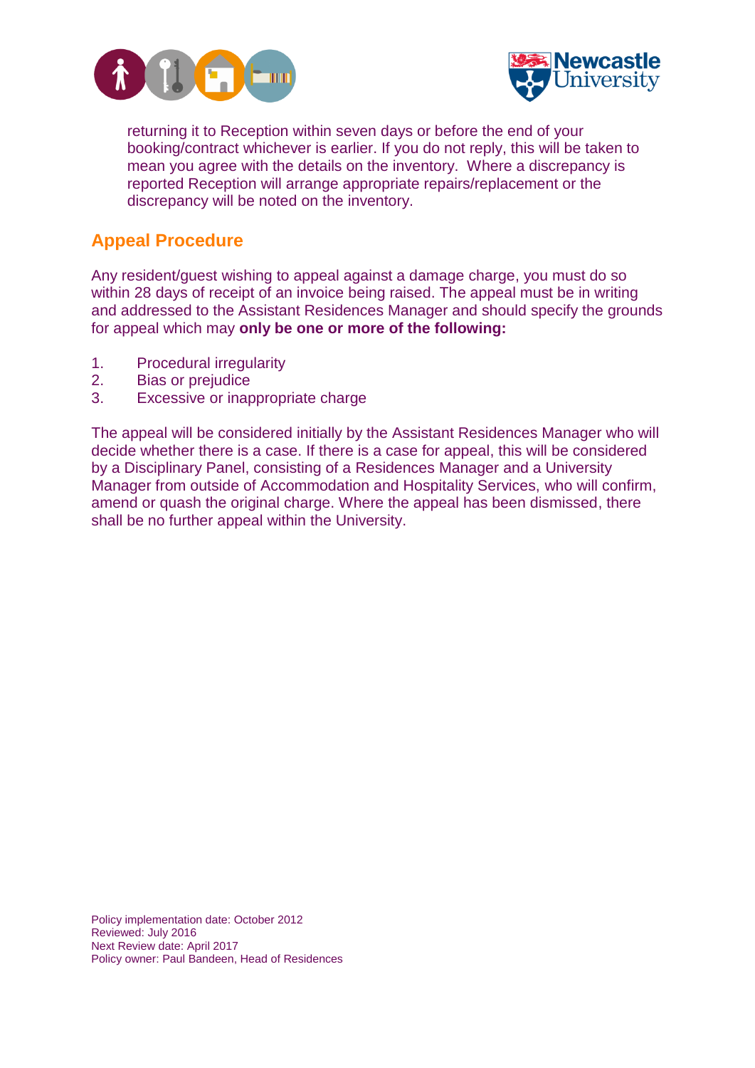returning it to Reception within seven days or before the end of your booking/contract whichever is earlier. If you do not reply, this will be taken to mean you agree with the details on the inventory. Where a discrepancy is reported Reception will arrange appropriate repairs/replacement or the discrepancy will be noted on the inventory.

## Appeal Procedure

Any resident/guest wishing to appeal against a damage charge, you must do so within 28 days of receipt of an invoice being raised. The appeal must be in writing and addressed to the Assistant Residences Manager and should specify the grounds for appeal which may **only be one or more of the following:**

1. Procedural irregularity
2. Bias or prejudice
3. Excessive or inappropriate charge

The appeal will be considered initially by the Assistant Residences Manager who will decide whether there is a case. If there is a case for appeal, this will be considered by a Disciplinary Panel, consisting of a Residences Manager and a University Manager from outside of Accommodation and Hospitality Services, who will confirm, amend or quash the original charge. Where the appeal has been dismissed, there shall be no further appeal within the University.

Policy implementation date: October 2012
Reviewed: July 2016
Next Review date: April 2017
Policy owner: Paul Bandeen, Head of Residences